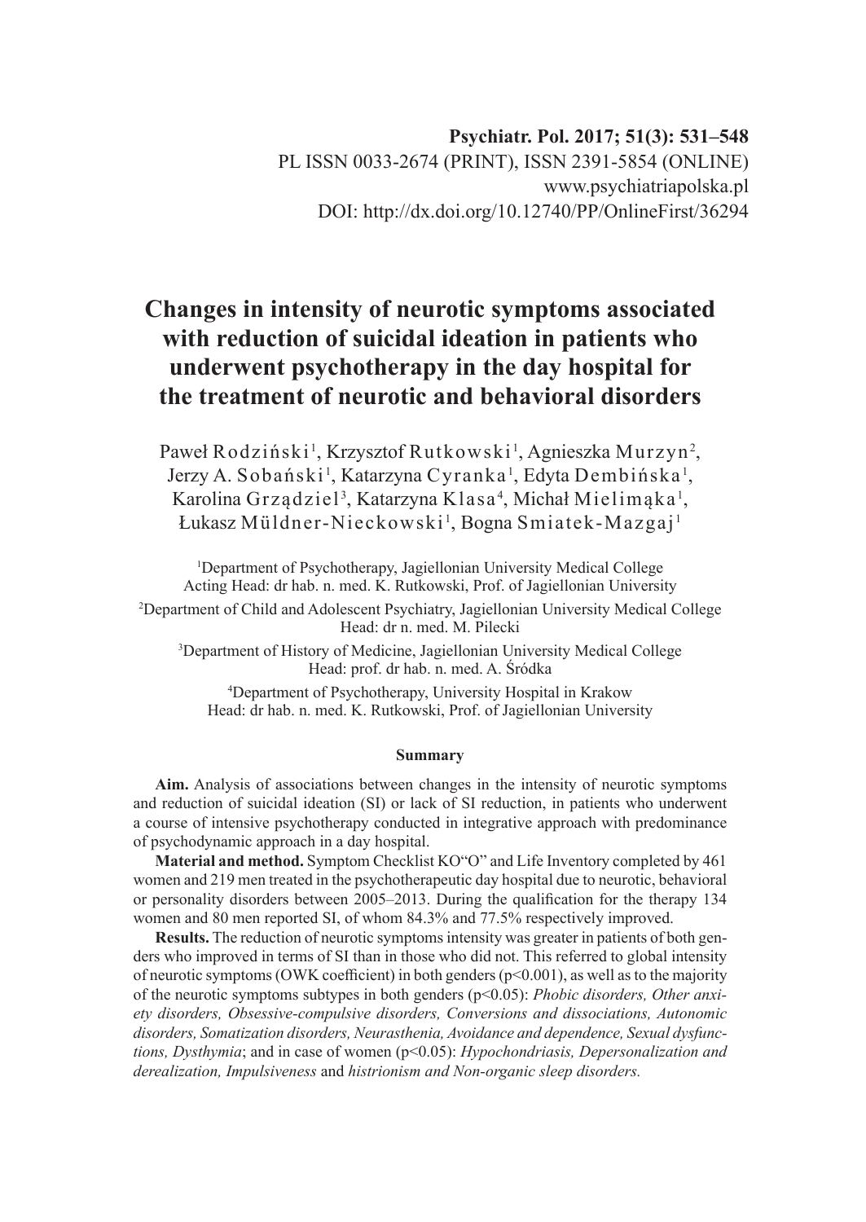Psychiatr. Pol. 2017; 51(3): 531–548
PL ISSN 0033-2674 (PRINT), ISSN 2391-5854 (ONLINE)
www.psychiatriapolska.pl
DOI: http://dx.doi.org/10.12740/PP/OnlineFirst/36294

# Changes in intensity of neurotic symptoms associated with reduction of suicidal ideation in patients who underwent psychotherapy in the day hospital for the treatment of neurotic and behavioral disorders

Paweł Rodziński[1], Krzysztof Rutkowski[1], Agnieszka Murzyn[2], Jerzy A. Sobański[1], Katarzyna Cyranka[1], Edyta Dembińska[1], Karolina Grządziel[3], Katarzyna Klasa[4], Michał Mielimąka[1], Łukasz Müldner-Nieckowski[1], Bogna Smiatek-Mazgaj[1]

[1]Department of Psychotherapy, Jagiellonian University Medical College
Acting Head: dr hab. n. med. K. Rutkowski, Prof. of Jagiellonian University

[2]Department of Child and Adolescent Psychiatry, Jagiellonian University Medical College
Head: dr n. med. M. Pilecki

[3]Department of History of Medicine, Jagiellonian University Medical College
Head: prof. dr hab. n. med. A. Śródka

[4]Department of Psychotherapy, University Hospital in Krakow
Head: dr hab. n. med. K. Rutkowski, Prof. of Jagiellonian University

### Summary

**Aim.** Analysis of associations between changes in the intensity of neurotic symptoms and reduction of suicidal ideation (SI) or lack of SI reduction, in patients who underwent a course of intensive psychotherapy conducted in integrative approach with predominance of psychodynamic approach in a day hospital.

**Material and method.** Symptom Checklist KO"O" and Life Inventory completed by 461 women and 219 men treated in the psychotherapeutic day hospital due to neurotic, behavioral or personality disorders between 2005–2013. During the qualification for the therapy 134 women and 80 men reported SI, of whom 84.3% and 77.5% respectively improved.

**Results.** The reduction of neurotic symptoms intensity was greater in patients of both genders who improved in terms of SI than in those who did not. This referred to global intensity of neurotic symptoms (OWK coefficient) in both genders ($p<0.001$), as well as to the majority of the neurotic symptoms subtypes in both genders ($p<0.05$): *Phobic disorders, Other anxiety disorders, Obsessive-compulsive disorders, Conversions and dissociations, Autonomic disorders, Somatization disorders, Neurasthenia, Avoidance and dependence, Sexual dysfunctions, Dysthymia*; and in case of women ($p<0.05$): *Hypochondriasis, Depersonalization and derealization, Impulsiveness* and *histrionism and Non-organic sleep disorders.*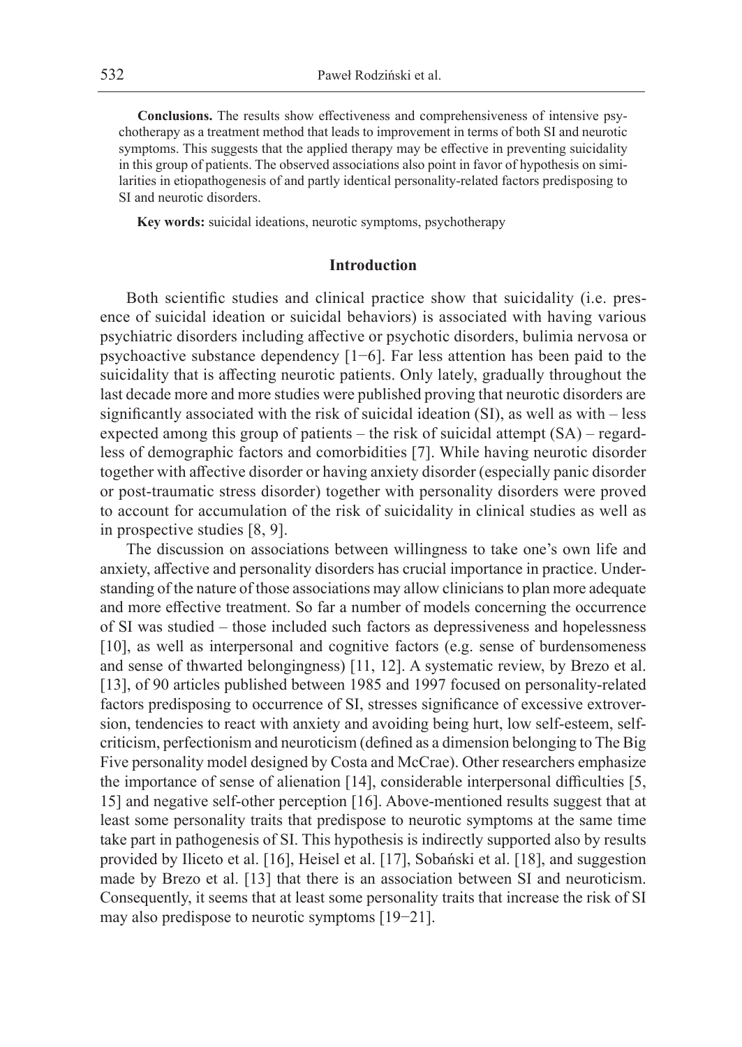**Conclusions.** The results show effectiveness and comprehensiveness of intensive psychotherapy as a treatment method that leads to improvement in terms of both SI and neurotic symptoms. This suggests that the applied therapy may be effective in preventing suicidality in this group of patients. The observed associations also point in favor of hypothesis on similarities in etiopathogenesis of and partly identical personality-related factors predisposing to SI and neurotic disorders.

**Key words:** suicidal ideations, neurotic symptoms, psychotherapy

## Introduction

Both scientific studies and clinical practice show that suicidality (i.e. presence of suicidal ideation or suicidal behaviors) is associated with having various psychiatric disorders including affective or psychotic disorders, bulimia nervosa or psychoactive substance dependency [1−6]. Far less attention has been paid to the suicidality that is affecting neurotic patients. Only lately, gradually throughout the last decade more and more studies were published proving that neurotic disorders are significantly associated with the risk of suicidal ideation (SI), as well as with – less expected among this group of patients – the risk of suicidal attempt (SA) – regardless of demographic factors and comorbidities [7]. While having neurotic disorder together with affective disorder or having anxiety disorder (especially panic disorder or post-traumatic stress disorder) together with personality disorders were proved to account for accumulation of the risk of suicidality in clinical studies as well as in prospective studies [8, 9].

The discussion on associations between willingness to take one's own life and anxiety, affective and personality disorders has crucial importance in practice. Understanding of the nature of those associations may allow clinicians to plan more adequate and more effective treatment. So far a number of models concerning the occurrence of SI was studied – those included such factors as depressiveness and hopelessness [10], as well as interpersonal and cognitive factors (e.g. sense of burdensomeness and sense of thwarted belongingness) [11, 12]. A systematic review, by Brezo et al. [13], of 90 articles published between 1985 and 1997 focused on personality-related factors predisposing to occurrence of SI, stresses significance of excessive extroversion, tendencies to react with anxiety and avoiding being hurt, low self-esteem, self-criticism, perfectionism and neuroticism (defined as a dimension belonging to The Big Five personality model designed by Costa and McCrae). Other researchers emphasize the importance of sense of alienation [14], considerable interpersonal difficulties [5, 15] and negative self-other perception [16]. Above-mentioned results suggest that at least some personality traits that predispose to neurotic symptoms at the same time take part in pathogenesis of SI. This hypothesis is indirectly supported also by results provided by Iliceto et al. [16], Heisel et al. [17], Sobański et al. [18], and suggestion made by Brezo et al. [13] that there is an association between SI and neuroticism. Consequently, it seems that at least some personality traits that increase the risk of SI may also predispose to neurotic symptoms [19−21].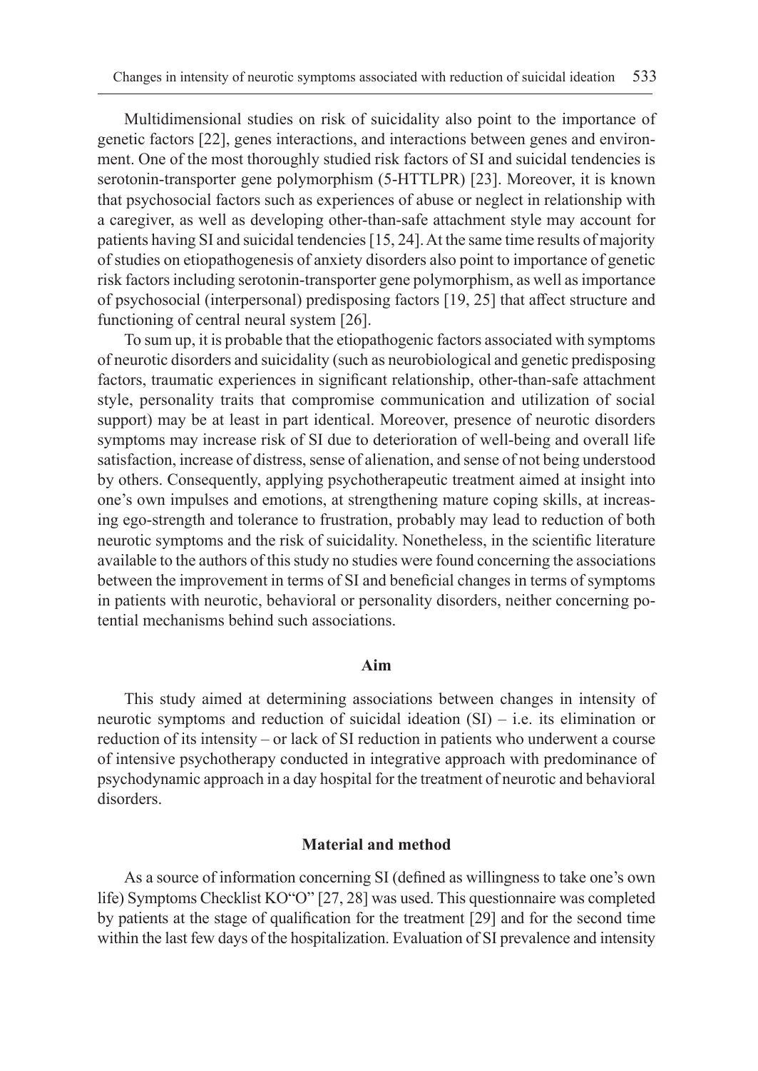Multidimensional studies on risk of suicidality also point to the importance of genetic factors [22], genes interactions, and interactions between genes and environment. One of the most thoroughly studied risk factors of SI and suicidal tendencies is serotonin-transporter gene polymorphism (5-HTTLPR) [23]. Moreover, it is known that psychosocial factors such as experiences of abuse or neglect in relationship with a caregiver, as well as developing other-than-safe attachment style may account for patients having SI and suicidal tendencies [15, 24]. At the same time results of majority of studies on etiopathogenesis of anxiety disorders also point to importance of genetic risk factors including serotonin-transporter gene polymorphism, as well as importance of psychosocial (interpersonal) predisposing factors [19, 25] that affect structure and functioning of central neural system [26].

To sum up, it is probable that the etiopathogenic factors associated with symptoms of neurotic disorders and suicidality (such as neurobiological and genetic predisposing factors, traumatic experiences in significant relationship, other-than-safe attachment style, personality traits that compromise communication and utilization of social support) may be at least in part identical. Moreover, presence of neurotic disorders symptoms may increase risk of SI due to deterioration of well-being and overall life satisfaction, increase of distress, sense of alienation, and sense of not being understood by others. Consequently, applying psychotherapeutic treatment aimed at insight into one's own impulses and emotions, at strengthening mature coping skills, at increasing ego-strength and tolerance to frustration, probably may lead to reduction of both neurotic symptoms and the risk of suicidality. Nonetheless, in the scientific literature available to the authors of this study no studies were found concerning the associations between the improvement in terms of SI and beneficial changes in terms of symptoms in patients with neurotic, behavioral or personality disorders, neither concerning potential mechanisms behind such associations.

## Aim

This study aimed at determining associations between changes in intensity of neurotic symptoms and reduction of suicidal ideation (SI) – i.e. its elimination or reduction of its intensity – or lack of SI reduction in patients who underwent a course of intensive psychotherapy conducted in integrative approach with predominance of psychodynamic approach in a day hospital for the treatment of neurotic and behavioral disorders.

## Material and method

As a source of information concerning SI (defined as willingness to take one's own life) Symptoms Checklist KO"O" [27, 28] was used. This questionnaire was completed by patients at the stage of qualification for the treatment [29] and for the second time within the last few days of the hospitalization. Evaluation of SI prevalence and intensity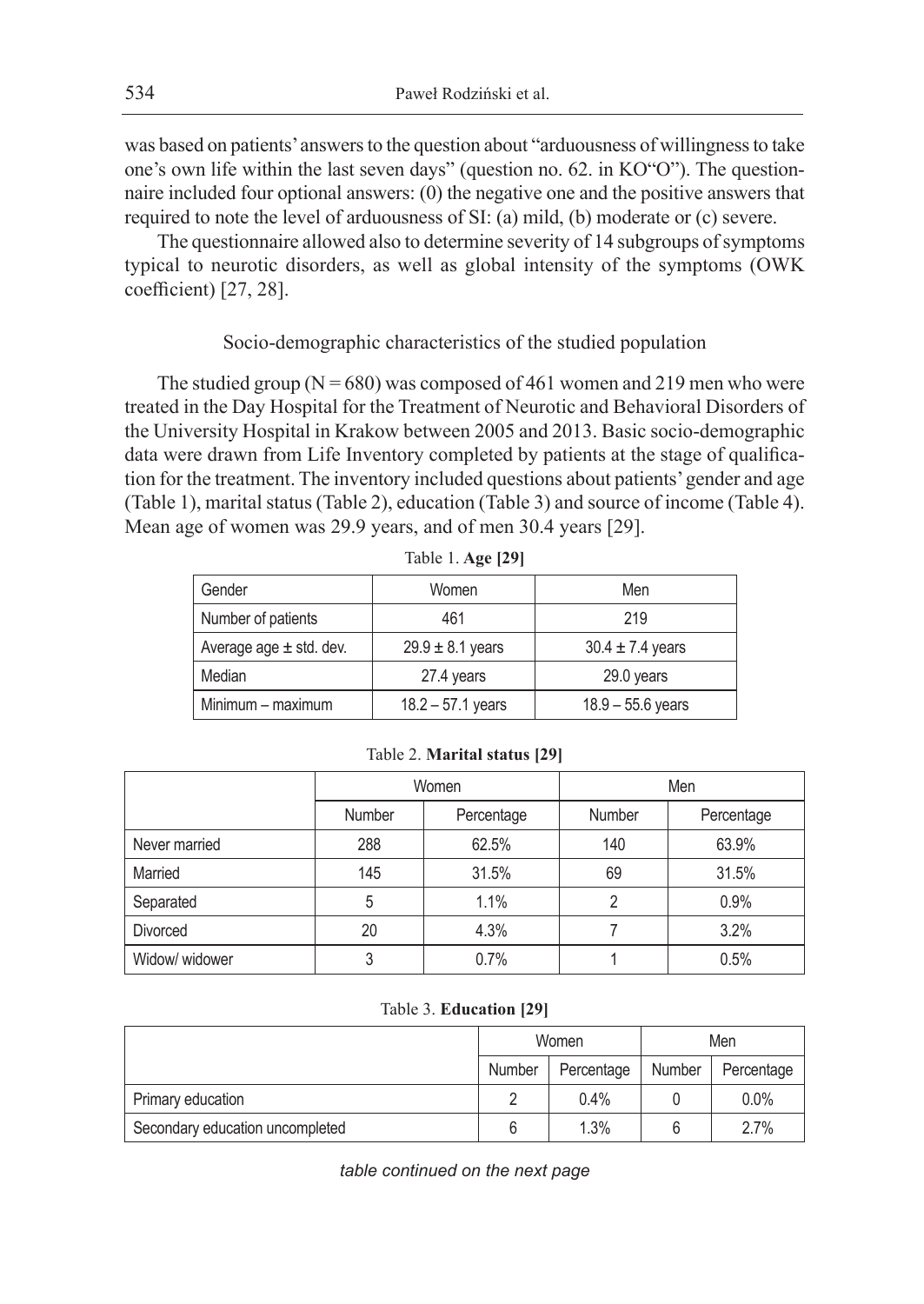was based on patients' answers to the question about "arduousness of willingness to take one's own life within the last seven days" (question no. 62. in KO"O"). The questionnaire included four optional answers: (0) the negative one and the positive answers that required to note the level of arduousness of SI: (a) mild, (b) moderate or (c) severe.

The questionnaire allowed also to determine severity of 14 subgroups of symptoms typical to neurotic disorders, as well as global intensity of the symptoms (OWK coefficient) [27, 28].

### Socio-demographic characteristics of the studied population

The studied group (N = 680) was composed of 461 women and 219 men who were treated in the Day Hospital for the Treatment of Neurotic and Behavioral Disorders of the University Hospital in Krakow between 2005 and 2013. Basic socio-demographic data were drawn from Life Inventory completed by patients at the stage of qualification for the treatment. The inventory included questions about patients' gender and age (Table 1), marital status (Table 2), education (Table 3) and source of income (Table 4). Mean age of women was 29.9 years, and of men 30.4 years [29].

Table 1. **Age [29]**

| Gender | Women | Men |
|---|---|---|
| Number of patients | 461 | 219 |
| Average age ± std. dev. | 29.9 ± 8.1 years | 30.4 ± 7.4 years |
| Median | 27.4 years | 29.0 years |
| Minimum – maximum | 18.2 – 57.1 years | 18.9 – 55.6 years |

Table 2. **Marital status [29]**

| | Women | | Men | |
|---|---|---|---|---|
| | Number | Percentage | Number | Percentage |
| Never married | 288 | 62.5% | 140 | 63.9% |
| Married | 145 | 31.5% | 69 | 31.5% |
| Separated | 5 | 1.1% | 2 | 0.9% |
| Divorced | 20 | 4.3% | 7 | 3.2% |
| Widow/ widower | 3 | 0.7% | 1 | 0.5% |

Table 3. **Education [29]**

| | Women | | Men | |
|---|---|---|---|---|
| | Number | Percentage | Number | Percentage |
| Primary education | 2 | 0.4% | 0 | 0.0% |
| Secondary education uncompleted | 6 | 1.3% | 6 | 2.7% |

*table continued on the next page*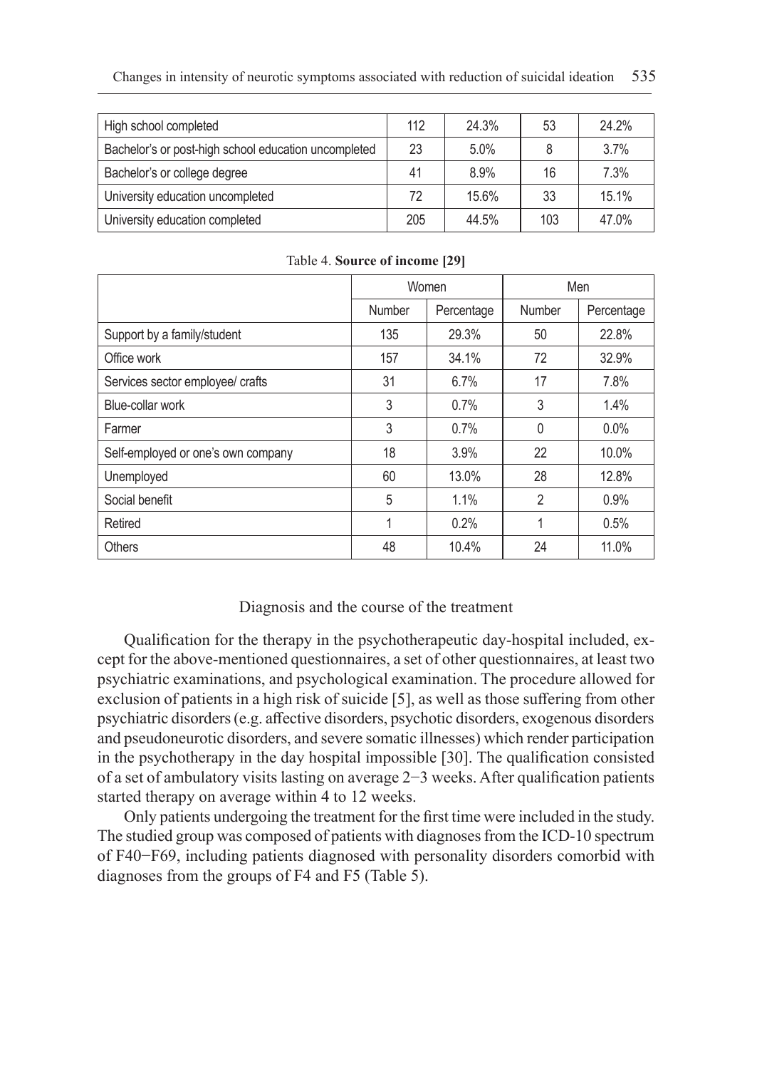| | | | | |
|---|---|---|---|---|
| High school completed | 112 | 24.3% | 53 | 24.2% |
| Bachelor's or post-high school education uncompleted | 23 | 5.0% | 8 | 3.7% |
| Bachelor's or college degree | 41 | 8.9% | 16 | 7.3% |
| University education uncompleted | 72 | 15.6% | 33 | 15.1% |
| University education completed | 205 | 44.5% | 103 | 47.0% |

Table 4. **Source of income [29]**

| | Women | | Men | |
|---|---|---|---|---|
| | Number | Percentage | Number | Percentage |
| Support by a family/student | 135 | 29.3% | 50 | 22.8% |
| Office work | 157 | 34.1% | 72 | 32.9% |
| Services sector employee/ crafts | 31 | 6.7% | 17 | 7.8% |
| Blue-collar work | 3 | 0.7% | 3 | 1.4% |
| Farmer | 3 | 0.7% | 0 | 0.0% |
| Self-employed or one's own company | 18 | 3.9% | 22 | 10.0% |
| Unemployed | 60 | 13.0% | 28 | 12.8% |
| Social benefit | 5 | 1.1% | 2 | 0.9% |
| Retired | 1 | 0.2% | 1 | 0.5% |
| Others | 48 | 10.4% | 24 | 11.0% |

### Diagnosis and the course of the treatment

Qualification for the therapy in the psychotherapeutic day-hospital included, except for the above-mentioned questionnaires, a set of other questionnaires, at least two psychiatric examinations, and psychological examination. The procedure allowed for exclusion of patients in a high risk of suicide [5], as well as those suffering from other psychiatric disorders (e.g. affective disorders, psychotic disorders, exogenous disorders and pseudoneurotic disorders, and severe somatic illnesses) which render participation in the psychotherapy in the day hospital impossible [30]. The qualification consisted of a set of ambulatory visits lasting on average 2−3 weeks. After qualification patients started therapy on average within 4 to 12 weeks.

Only patients undergoing the treatment for the first time were included in the study. The studied group was composed of patients with diagnoses from the ICD-10 spectrum of F40−F69, including patients diagnosed with personality disorders comorbid with diagnoses from the groups of F4 and F5 (Table 5).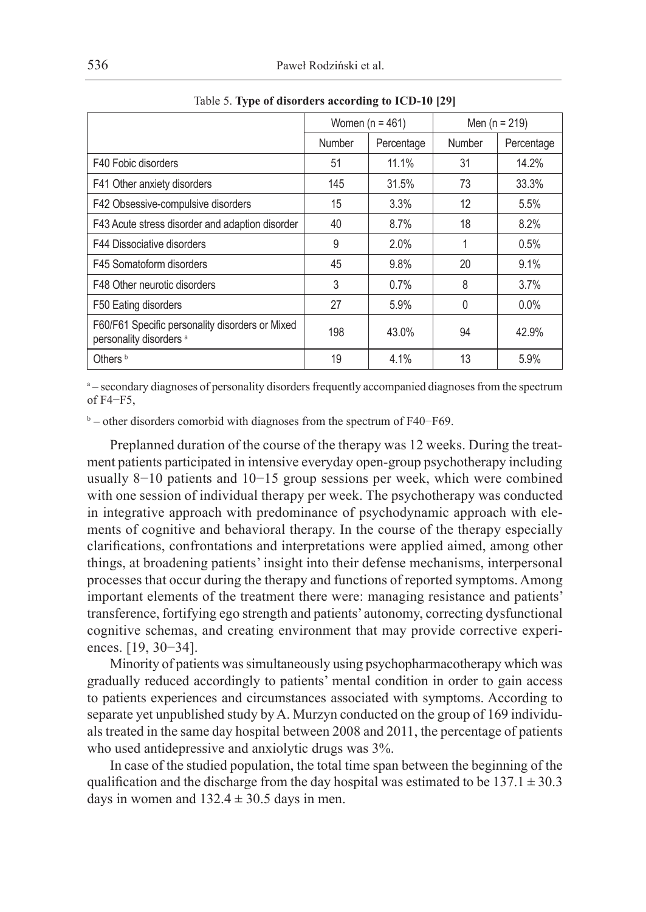Table 5. **Type of disorders according to ICD-10 [29]**

| | Women (n = 461) | | Men (n = 219) | |
|---|---|---|---|---|
| | Number | Percentage | Number | Percentage |
| F40 Fobic disorders | 51 | 11.1% | 31 | 14.2% |
| F41 Other anxiety disorders | 145 | 31.5% | 73 | 33.3% |
| F42 Obsessive-compulsive disorders | 15 | 3.3% | 12 | 5.5% |
| F43 Acute stress disorder and adaption disorder | 40 | 8.7% | 18 | 8.2% |
| F44 Dissociative disorders | 9 | 2.0% | 1 | 0.5% |
| F45 Somatoform disorders | 45 | 9.8% | 20 | 9.1% |
| F48 Other neurotic disorders | 3 | 0.7% | 8 | 3.7% |
| F50 Eating disorders | 27 | 5.9% | 0 | 0.0% |
| F60/F61 Specific personality disorders or Mixed personality disorders [a] | 198 | 43.0% | 94 | 42.9% |
| Others [b] | 19 | 4.1% | 13 | 5.9% |

[a] – secondary diagnoses of personality disorders frequently accompanied diagnoses from the spectrum of F4−F5,

[b] – other disorders comorbid with diagnoses from the spectrum of F40−F69.

Preplanned duration of the course of the therapy was 12 weeks. During the treatment patients participated in intensive everyday open-group psychotherapy including usually 8−10 patients and 10−15 group sessions per week, which were combined with one session of individual therapy per week. The psychotherapy was conducted in integrative approach with predominance of psychodynamic approach with elements of cognitive and behavioral therapy. In the course of the therapy especially clarifications, confrontations and interpretations were applied aimed, among other things, at broadening patients' insight into their defense mechanisms, interpersonal processes that occur during the therapy and functions of reported symptoms. Among important elements of the treatment there were: managing resistance and patients' transference, fortifying ego strength and patients' autonomy, correcting dysfunctional cognitive schemas, and creating environment that may provide corrective experiences. [19, 30−34].

Minority of patients was simultaneously using psychopharmacotherapy which was gradually reduced accordingly to patients' mental condition in order to gain access to patients experiences and circumstances associated with symptoms. According to separate yet unpublished study by A. Murzyn conducted on the group of 169 individuals treated in the same day hospital between 2008 and 2011, the percentage of patients who used antidepressive and anxiolytic drugs was 3%.

In case of the studied population, the total time span between the beginning of the qualification and the discharge from the day hospital was estimated to be $137.1 \pm 30.3$ days in women and $132.4 \pm 30.5$ days in men.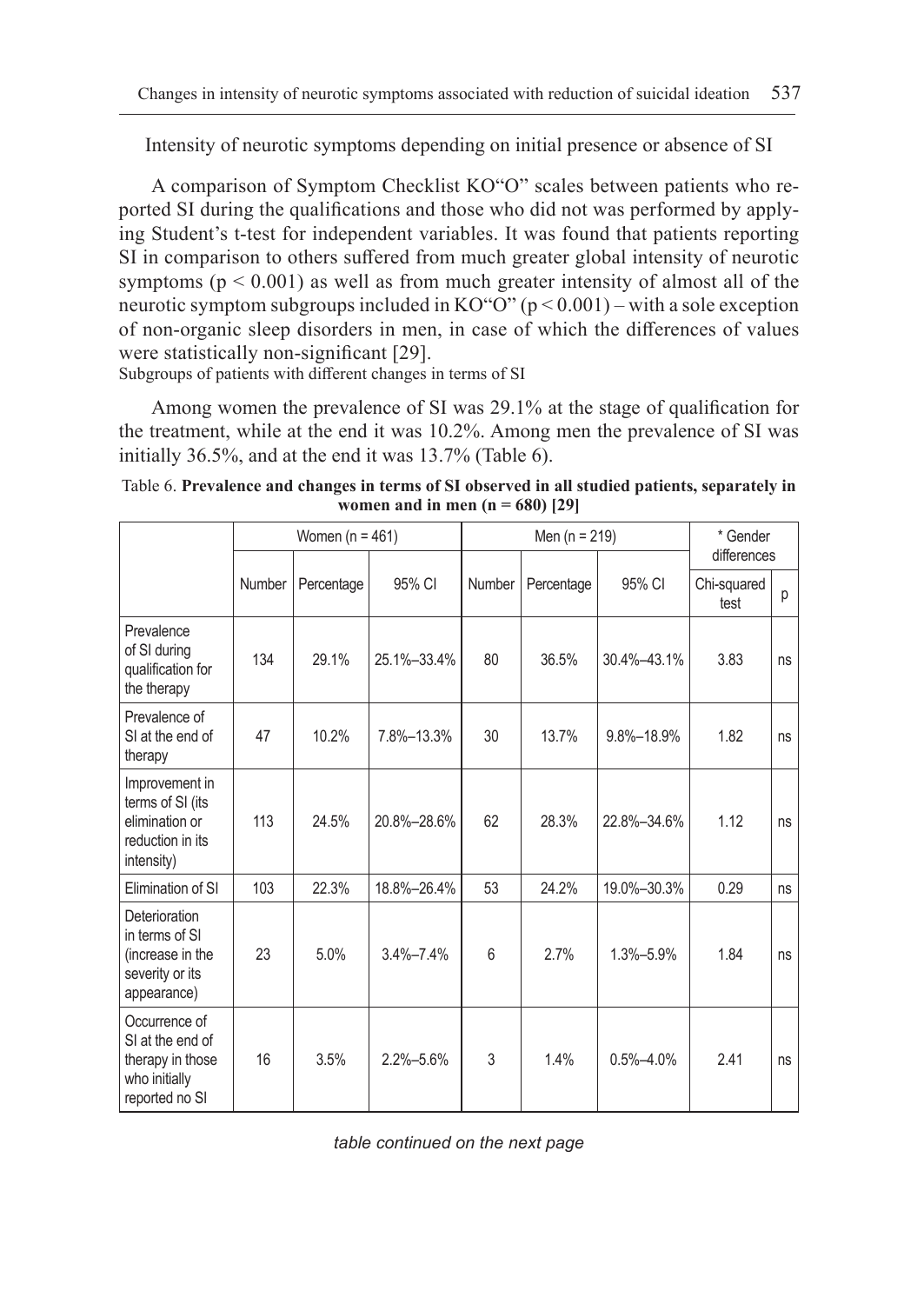### Intensity of neurotic symptoms depending on initial presence or absence of SI

A comparison of Symptom Checklist KO“O” scales between patients who reported SI during the qualifications and those who did not was performed by applying Student’s t-test for independent variables. It was found that patients reporting SI in comparison to others suffered from much greater global intensity of neurotic symptoms ($p < 0.001$) as well as from much greater intensity of almost all of the neurotic symptom subgroups included in KO“O” ($p < 0.001$) – with a sole exception of non-organic sleep disorders in men, in case of which the differences of values were statistically non-significant [29].

### Subgroups of patients with different changes in terms of SI

Among women the prevalence of SI was 29.1% at the stage of qualification for the treatment, while at the end it was 10.2%. Among men the prevalence of SI was initially 36.5%, and at the end it was 13.7% (Table 6).

Table 6. **Prevalence and changes in terms of SI observed in all studied patients, separately in women and in men (n = 680) [29]**

| | Women (n = 461) | | | Men (n = 219) | | | * Gender differences | |
|---|---|---|---|---|---|---|---|---|
| | Number | Percentage | 95% CI | Number | Percentage | 95% CI | Chi-squared test | p |
| Prevalence of SI during qualification for the therapy | 134 | 29.1% | 25.1%–33.4% | 80 | 36.5% | 30.4%–43.1% | 3.83 | ns |
| Prevalence of SI at the end of therapy | 47 | 10.2% | 7.8%–13.3% | 30 | 13.7% | 9.8%–18.9% | 1.82 | ns |
| Improvement in terms of SI (its elimination or reduction in its intensity) | 113 | 24.5% | 20.8%–28.6% | 62 | 28.3% | 22.8%–34.6% | 1.12 | ns |
| Elimination of SI | 103 | 22.3% | 18.8%–26.4% | 53 | 24.2% | 19.0%–30.3% | 0.29 | ns |
| Deterioration in terms of SI (increase in the severity or its appearance) | 23 | 5.0% | 3.4%–7.4% | 6 | 2.7% | 1.3%–5.9% | 1.84 | ns |
| Occurrence of SI at the end of therapy in those who initially reported no SI | 16 | 3.5% | 2.2%–5.6% | 3 | 1.4% | 0.5%–4.0% | 2.41 | ns |

*table continued on the next page*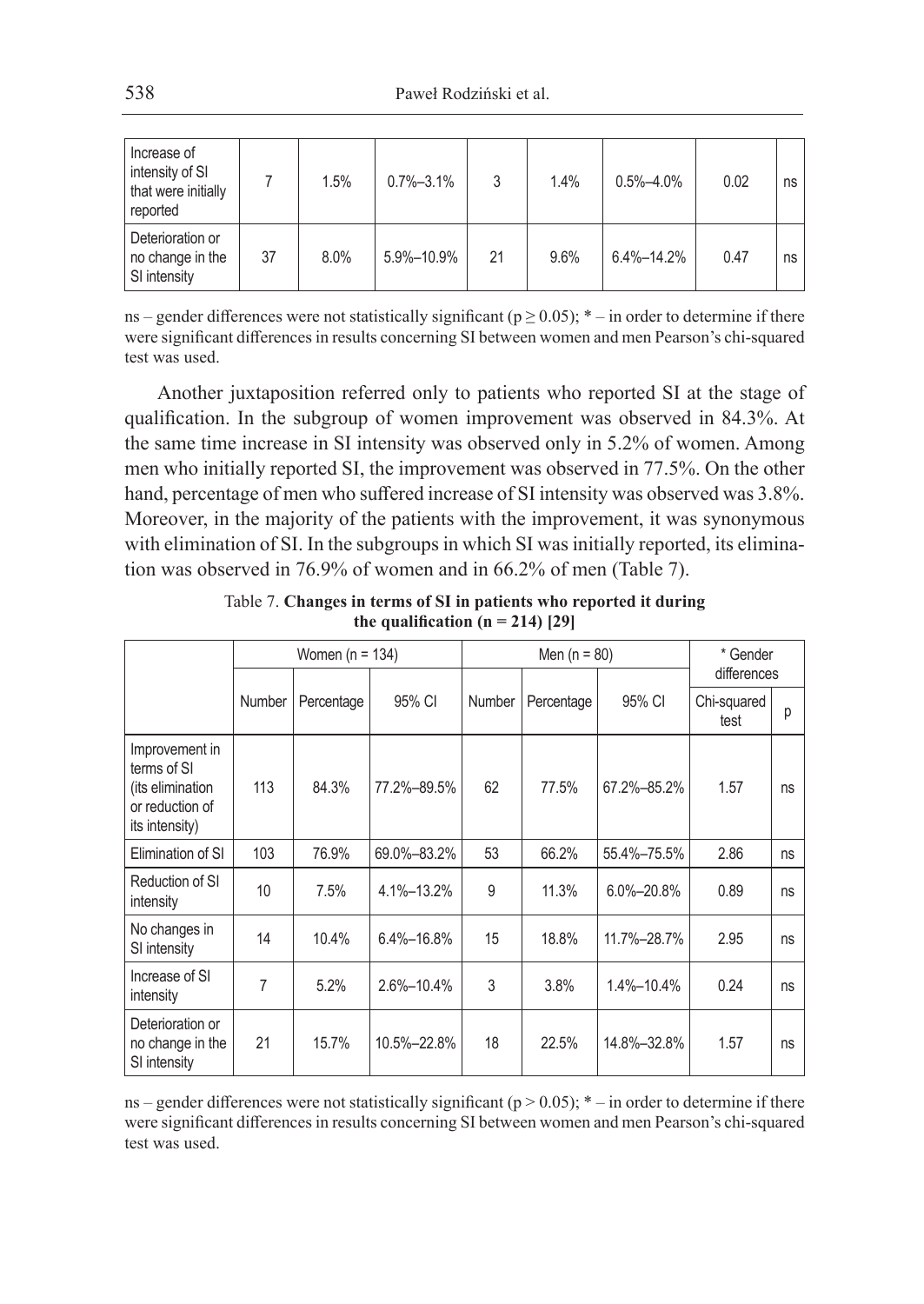| Increase of intensity of SI that were initially reported | 7 | 1.5% | 0.7%–3.1% | 3 | 1.4% | 0.5%–4.0% | 0.02 | ns |
|---|---|---|---|---|---|---|---|---|
| Deterioration or no change in the SI intensity | 37 | 8.0% | 5.9%–10.9% | 21 | 9.6% | 6.4%–14.2% | 0.47 | ns |

ns – gender differences were not statistically significant ($p \geq 0.05$); * – in order to determine if there were significant differences in results concerning SI between women and men Pearson's chi-squared test was used.

Another juxtaposition referred only to patients who reported SI at the stage of qualification. In the subgroup of women improvement was observed in 84.3%. At the same time increase in SI intensity was observed only in 5.2% of women. Among men who initially reported SI, the improvement was observed in 77.5%. On the other hand, percentage of men who suffered increase of SI intensity was observed was 3.8%. Moreover, in the majority of the patients with the improvement, it was synonymous with elimination of SI. In the subgroups in which SI was initially reported, its elimination was observed in 76.9% of women and in 66.2% of men (Table 7).

Table 7. **Changes in terms of SI in patients who reported it during the qualification (n = 214) [29]**

| | Women (n = 134) | | | Men (n = 80) | | | * Gender differences | |
|---|---|---|---|---|---|---|---|---|
| | Number | Percentage | 95% CI | Number | Percentage | 95% CI | Chi-squared test | p |
| Improvement in terms of SI (its elimination or reduction of its intensity) | 113 | 84.3% | 77.2%–89.5% | 62 | 77.5% | 67.2%–85.2% | 1.57 | ns |
| Elimination of SI | 103 | 76.9% | 69.0%–83.2% | 53 | 66.2% | 55.4%–75.5% | 2.86 | ns |
| Reduction of SI intensity | 10 | 7.5% | 4.1%–13.2% | 9 | 11.3% | 6.0%–20.8% | 0.89 | ns |
| No changes in SI intensity | 14 | 10.4% | 6.4%–16.8% | 15 | 18.8% | 11.7%–28.7% | 2.95 | ns |
| Increase of SI intensity | 7 | 5.2% | 2.6%–10.4% | 3 | 3.8% | 1.4%–10.4% | 0.24 | ns |
| Deterioration or no change in the SI intensity | 21 | 15.7% | 10.5%–22.8% | 18 | 22.5% | 14.8%–32.8% | 1.57 | ns |

ns – gender differences were not statistically significant ($p > 0.05$); * – in order to determine if there were significant differences in results concerning SI between women and men Pearson's chi-squared test was used.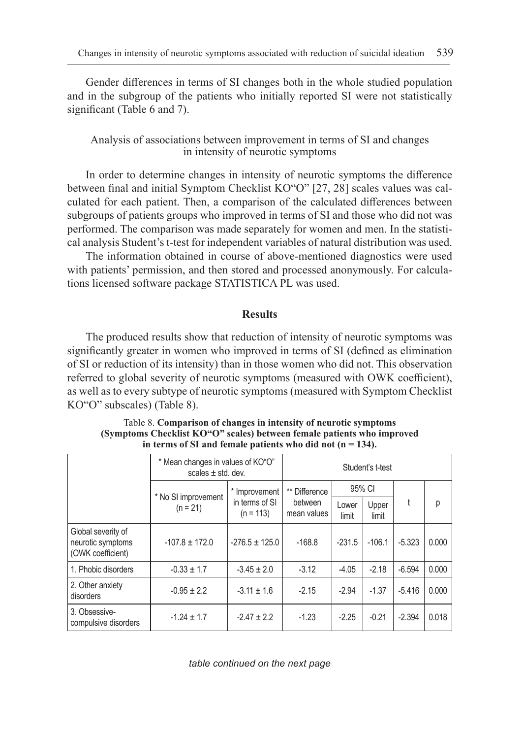Gender differences in terms of SI changes both in the whole studied population and in the subgroup of the patients who initially reported SI were not statistically significant (Table 6 and 7).

### Analysis of associations between improvement in terms of SI and changes in intensity of neurotic symptoms

In order to determine changes in intensity of neurotic symptoms the difference between final and initial Symptom Checklist KO"O" [27, 28] scales values was calculated for each patient. Then, a comparison of the calculated differences between subgroups of patients groups who improved in terms of SI and those who did not was performed. The comparison was made separately for women and men. In the statistical analysis Student's t-test for independent variables of natural distribution was used.

The information obtained in course of above-mentioned diagnostics were used with patients' permission, and then stored and processed anonymously. For calculations licensed software package STATISTICA PL was used.

## Results

The produced results show that reduction of intensity of neurotic symptoms was significantly greater in women who improved in terms of SI (defined as elimination of SI or reduction of its intensity) than in those women who did not. This observation referred to global severity of neurotic symptoms (measured with OWK coefficient), as well as to every subtype of neurotic symptoms (measured with Symptom Checklist KO"O" subscales) (Table 8).

Table 8. **Comparison of changes in intensity of neurotic symptoms (Symptoms Checklist KO"O" scales) between female patients who improved in terms of SI and female patients who did not (n = 134).**

| | * Mean changes in values of KO"O" scales ± std. dev. | | Student's t-test | | | | |
|---|---|---|---|---|---|---|---|
| | * No SI improvement (n = 21) | * Improvement in terms of SI (n = 113) | ** Difference between mean values | 95% CI | | t | p |
| | | | | Lower limit | Upper limit | | |
| Global severity of neurotic symptoms (OWK coefficient) | -107.8 ± 172.0 | -276.5 ± 125.0 | -168.8 | -231.5 | -106.1 | -5.323 | 0.000 |
| 1. Phobic disorders | -0.33 ± 1.7 | -3.45 ± 2.0 | -3.12 | -4.05 | -2.18 | -6.594 | 0.000 |
| 2. Other anxiety disorders | -0.95 ± 2.2 | -3.11 ± 1.6 | -2.15 | -2.94 | -1.37 | -5.416 | 0.000 |
| 3. Obsessive-compulsive disorders | -1.24 ± 1.7 | -2.47 ± 2.2 | -1.23 | -2.25 | -0.21 | -2.394 | 0.018 |

*table continued on the next page*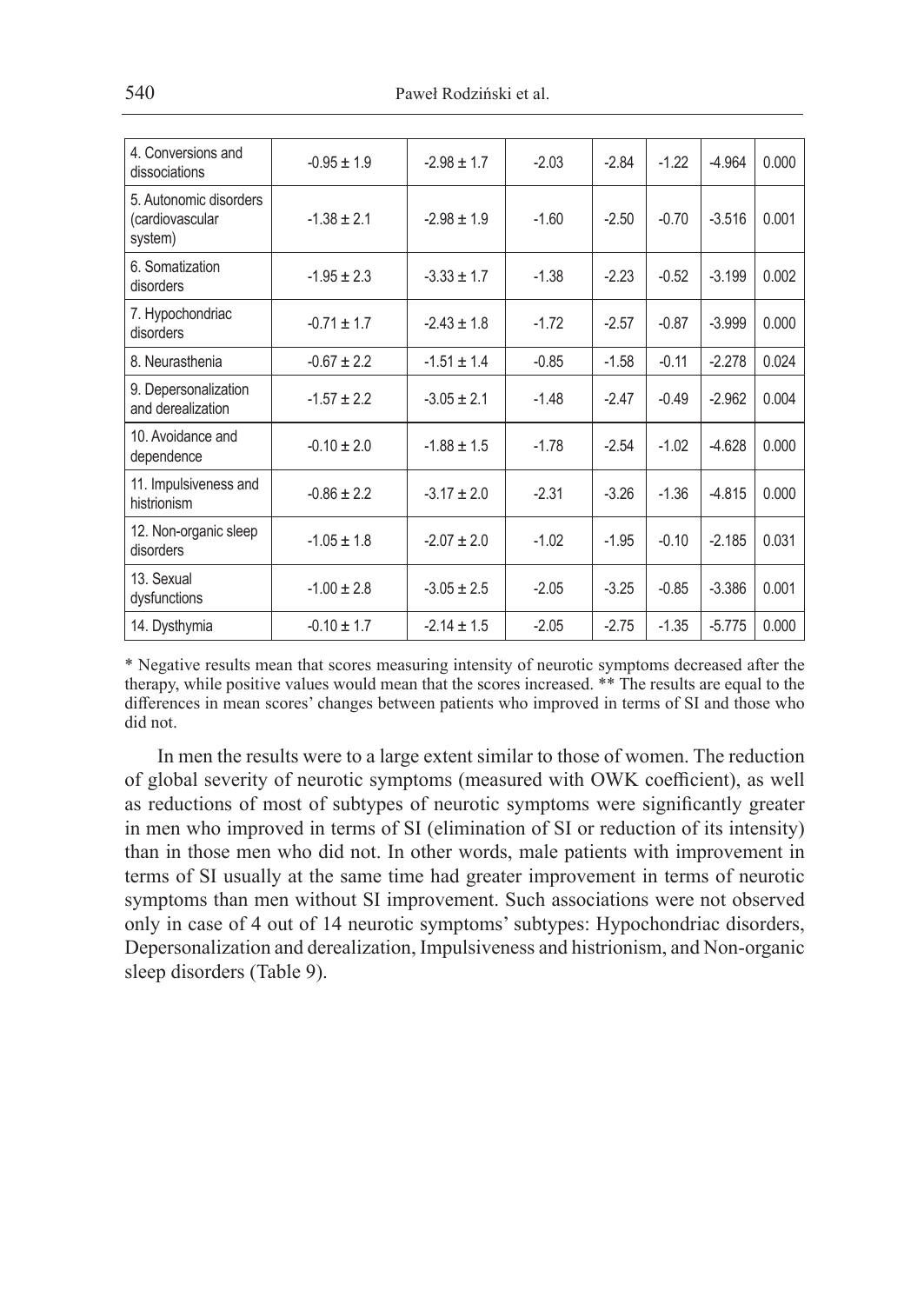| | | | | | | | |
|---|---|---|---|---|---|---|---|
| 4. Conversions and dissociations | -0.95 ± 1.9 | -2.98 ± 1.7 | -2.03 | -2.84 | -1.22 | -4.964 | 0.000 |
| 5. Autonomic disorders (cardiovascular system) | -1.38 ± 2.1 | -2.98 ± 1.9 | -1.60 | -2.50 | -0.70 | -3.516 | 0.001 |
| 6. Somatization disorders | -1.95 ± 2.3 | -3.33 ± 1.7 | -1.38 | -2.23 | -0.52 | -3.199 | 0.002 |
| 7. Hypochondriac disorders | -0.71 ± 1.7 | -2.43 ± 1.8 | -1.72 | -2.57 | -0.87 | -3.999 | 0.000 |
| 8. Neurasthenia | -0.67 ± 2.2 | -1.51 ± 1.4 | -0.85 | -1.58 | -0.11 | -2.278 | 0.024 |
| 9. Depersonalization and derealization | -1.57 ± 2.2 | -3.05 ± 2.1 | -1.48 | -2.47 | -0.49 | -2.962 | 0.004 |
| 10. Avoidance and dependence | -0.10 ± 2.0 | -1.88 ± 1.5 | -1.78 | -2.54 | -1.02 | -4.628 | 0.000 |
| 11. Impulsiveness and histrionism | -0.86 ± 2.2 | -3.17 ± 2.0 | -2.31 | -3.26 | -1.36 | -4.815 | 0.000 |
| 12. Non-organic sleep disorders | -1.05 ± 1.8 | -2.07 ± 2.0 | -1.02 | -1.95 | -0.10 | -2.185 | 0.031 |
| 13. Sexual dysfunctions | -1.00 ± 2.8 | -3.05 ± 2.5 | -2.05 | -3.25 | -0.85 | -3.386 | 0.001 |
| 14. Dysthymia | -0.10 ± 1.7 | -2.14 ± 1.5 | -2.05 | -2.75 | -1.35 | -5.775 | 0.000 |

\* Negative results mean that scores measuring intensity of neurotic symptoms decreased after the therapy, while positive values would mean that the scores increased. ** The results are equal to the differences in mean scores' changes between patients who improved in terms of SI and those who did not.

In men the results were to a large extent similar to those of women. The reduction of global severity of neurotic symptoms (measured with OWK coefficient), as well as reductions of most of subtypes of neurotic symptoms were significantly greater in men who improved in terms of SI (elimination of SI or reduction of its intensity) than in those men who did not. In other words, male patients with improvement in terms of SI usually at the same time had greater improvement in terms of neurotic symptoms than men without SI improvement. Such associations were not observed only in case of 4 out of 14 neurotic symptoms' subtypes: Hypochondriac disorders, Depersonalization and derealization, Impulsiveness and histrionism, and Non-organic sleep disorders (Table 9).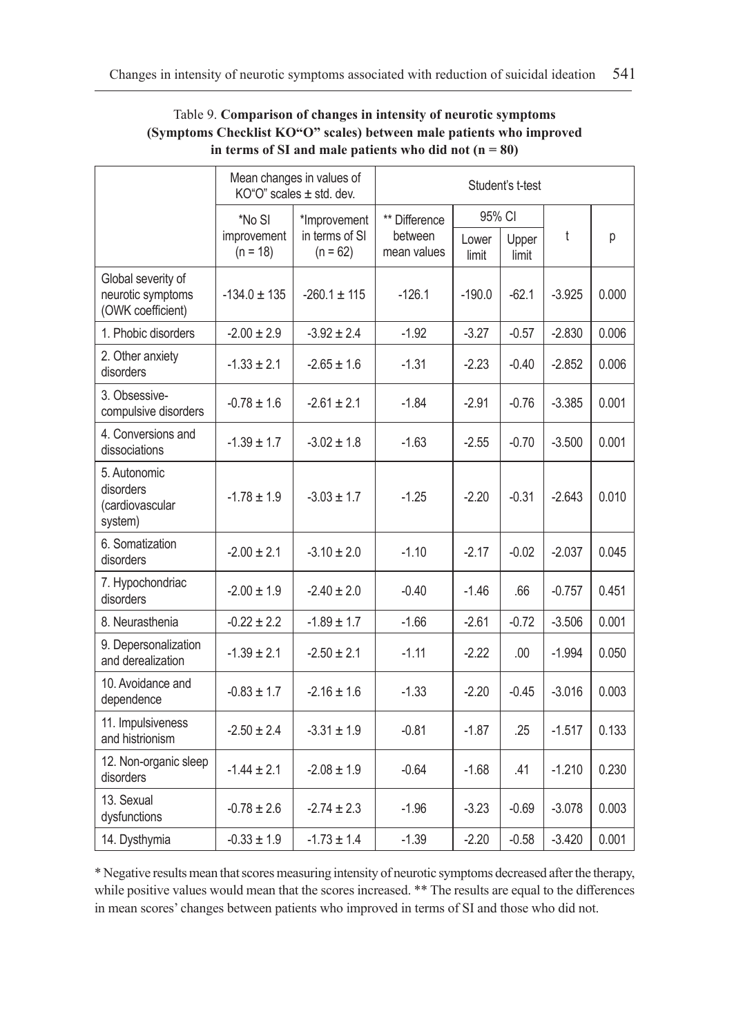Table 9. **Comparison of changes in intensity of neurotic symptoms (Symptoms Checklist KO"O" scales) between male patients who improved in terms of SI and male patients who did not (n = 80)**

| | Mean changes in values of KO"O" scales ± std. dev. | | Student's t-test | | | | |
|---|---|---|---|---|---|---|---|
| | *No SI improvement (n = 18) | *Improvement in terms of SI (n = 62) | ** Difference between mean values | 95% CI Lower limit | 95% CI Upper limit | t | p |
| Global severity of neurotic symptoms (OWK coefficient) | -134.0 ± 135 | -260.1 ± 115 | -126.1 | -190.0 | -62.1 | -3.925 | 0.000 |
| 1. Phobic disorders | -2.00 ± 2.9 | -3.92 ± 2.4 | -1.92 | -3.27 | -0.57 | -2.830 | 0.006 |
| 2. Other anxiety disorders | -1.33 ± 2.1 | -2.65 ± 1.6 | -1.31 | -2.23 | -0.40 | -2.852 | 0.006 |
| 3. Obsessive-compulsive disorders | -0.78 ± 1.6 | -2.61 ± 2.1 | -1.84 | -2.91 | -0.76 | -3.385 | 0.001 |
| 4. Conversions and dissociations | -1.39 ± 1.7 | -3.02 ± 1.8 | -1.63 | -2.55 | -0.70 | -3.500 | 0.001 |
| 5. Autonomic disorders (cardiovascular system) | -1.78 ± 1.9 | -3.03 ± 1.7 | -1.25 | -2.20 | -0.31 | -2.643 | 0.010 |
| 6. Somatization disorders | -2.00 ± 2.1 | -3.10 ± 2.0 | -1.10 | -2.17 | -0.02 | -2.037 | 0.045 |
| 7. Hypochondriac disorders | -2.00 ± 1.9 | -2.40 ± 2.0 | -0.40 | -1.46 | .66 | -0.757 | 0.451 |
| 8. Neurasthenia | -0.22 ± 2.2 | -1.89 ± 1.7 | -1.66 | -2.61 | -0.72 | -3.506 | 0.001 |
| 9. Depersonalization and derealization | -1.39 ± 2.1 | -2.50 ± 2.1 | -1.11 | -2.22 | .00 | -1.994 | 0.050 |
| 10. Avoidance and dependence | -0.83 ± 1.7 | -2.16 ± 1.6 | -1.33 | -2.20 | -0.45 | -3.016 | 0.003 |
| 11. Impulsiveness and histrionism | -2.50 ± 2.4 | -3.31 ± 1.9 | -0.81 | -1.87 | .25 | -1.517 | 0.133 |
| 12. Non-organic sleep disorders | -1.44 ± 2.1 | -2.08 ± 1.9 | -0.64 | -1.68 | .41 | -1.210 | 0.230 |
| 13. Sexual dysfunctions | -0.78 ± 2.6 | -2.74 ± 2.3 | -1.96 | -3.23 | -0.69 | -3.078 | 0.003 |
| 14. Dysthymia | -0.33 ± 1.9 | -1.73 ± 1.4 | -1.39 | -2.20 | -0.58 | -3.420 | 0.001 |

* Negative results mean that scores measuring intensity of neurotic symptoms decreased after the therapy, while positive values would mean that the scores increased. ** The results are equal to the differences in mean scores' changes between patients who improved in terms of SI and those who did not.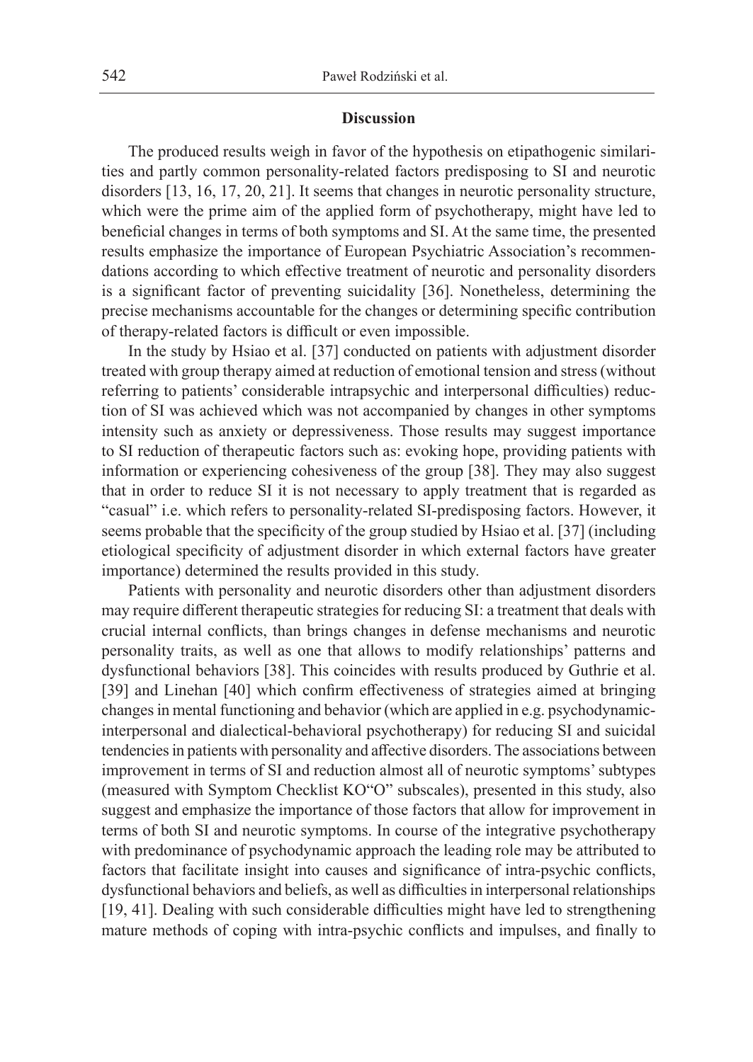## Discussion

The produced results weigh in favor of the hypothesis on etipathogenic similarities and partly common personality-related factors predisposing to SI and neurotic disorders [13, 16, 17, 20, 21]. It seems that changes in neurotic personality structure, which were the prime aim of the applied form of psychotherapy, might have led to beneficial changes in terms of both symptoms and SI. At the same time, the presented results emphasize the importance of European Psychiatric Association's recommendations according to which effective treatment of neurotic and personality disorders is a significant factor of preventing suicidality [36]. Nonetheless, determining the precise mechanisms accountable for the changes or determining specific contribution of therapy-related factors is difficult or even impossible.

In the study by Hsiao et al. [37] conducted on patients with adjustment disorder treated with group therapy aimed at reduction of emotional tension and stress (without referring to patients' considerable intrapsychic and interpersonal difficulties) reduction of SI was achieved which was not accompanied by changes in other symptoms intensity such as anxiety or depressiveness. Those results may suggest importance to SI reduction of therapeutic factors such as: evoking hope, providing patients with information or experiencing cohesiveness of the group [38]. They may also suggest that in order to reduce SI it is not necessary to apply treatment that is regarded as "casual" i.e. which refers to personality-related SI-predisposing factors. However, it seems probable that the specificity of the group studied by Hsiao et al. [37] (including etiological specificity of adjustment disorder in which external factors have greater importance) determined the results provided in this study.

Patients with personality and neurotic disorders other than adjustment disorders may require different therapeutic strategies for reducing SI: a treatment that deals with crucial internal conflicts, than brings changes in defense mechanisms and neurotic personality traits, as well as one that allows to modify relationships' patterns and dysfunctional behaviors [38]. This coincides with results produced by Guthrie et al. [39] and Linehan [40] which confirm effectiveness of strategies aimed at bringing changes in mental functioning and behavior (which are applied in e.g. psychodynamic-interpersonal and dialectical-behavioral psychotherapy) for reducing SI and suicidal tendencies in patients with personality and affective disorders. The associations between improvement in terms of SI and reduction almost all of neurotic symptoms' subtypes (measured with Symptom Checklist KO"O" subscales), presented in this study, also suggest and emphasize the importance of those factors that allow for improvement in terms of both SI and neurotic symptoms. In course of the integrative psychotherapy with predominance of psychodynamic approach the leading role may be attributed to factors that facilitate insight into causes and significance of intra-psychic conflicts, dysfunctional behaviors and beliefs, as well as difficulties in interpersonal relationships [19, 41]. Dealing with such considerable difficulties might have led to strengthening mature methods of coping with intra-psychic conflicts and impulses, and finally to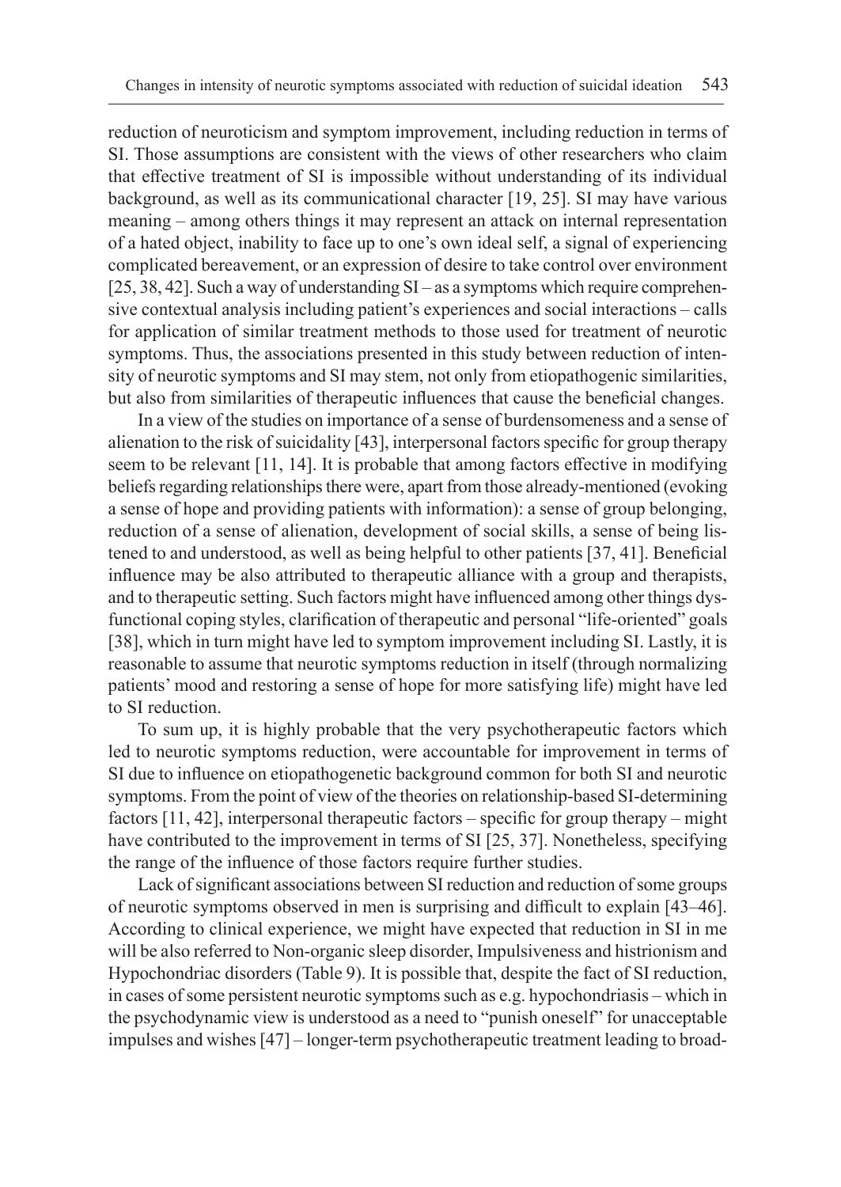reduction of neuroticism and symptom improvement, including reduction in terms of SI. Those assumptions are consistent with the views of other researchers who claim that effective treatment of SI is impossible without understanding of its individual background, as well as its communicational character [19, 25]. SI may have various meaning – among others things it may represent an attack on internal representation of a hated object, inability to face up to one's own ideal self, a signal of experiencing complicated bereavement, or an expression of desire to take control over environment [25, 38, 42]. Such a way of understanding SI – as a symptoms which require comprehensive contextual analysis including patient's experiences and social interactions – calls for application of similar treatment methods to those used for treatment of neurotic symptoms. Thus, the associations presented in this study between reduction of intensity of neurotic symptoms and SI may stem, not only from etiopathogenic similarities, but also from similarities of therapeutic influences that cause the beneficial changes.

In a view of the studies on importance of a sense of burdensomeness and a sense of alienation to the risk of suicidality [43], interpersonal factors specific for group therapy seem to be relevant [11, 14]. It is probable that among factors effective in modifying beliefs regarding relationships there were, apart from those already-mentioned (evoking a sense of hope and providing patients with information): a sense of group belonging, reduction of a sense of alienation, development of social skills, a sense of being listened to and understood, as well as being helpful to other patients [37, 41]. Beneficial influence may be also attributed to therapeutic alliance with a group and therapists, and to therapeutic setting. Such factors might have influenced among other things dysfunctional coping styles, clarification of therapeutic and personal "life-oriented" goals [38], which in turn might have led to symptom improvement including SI. Lastly, it is reasonable to assume that neurotic symptoms reduction in itself (through normalizing patients' mood and restoring a sense of hope for more satisfying life) might have led to SI reduction.

To sum up, it is highly probable that the very psychotherapeutic factors which led to neurotic symptoms reduction, were accountable for improvement in terms of SI due to influence on etiopathogenetic background common for both SI and neurotic symptoms. From the point of view of the theories on relationship-based SI-determining factors [11, 42], interpersonal therapeutic factors – specific for group therapy – might have contributed to the improvement in terms of SI [25, 37]. Nonetheless, specifying the range of the influence of those factors require further studies.

Lack of significant associations between SI reduction and reduction of some groups of neurotic symptoms observed in men is surprising and difficult to explain [43–46]. According to clinical experience, we might have expected that reduction in SI in me will be also referred to Non-organic sleep disorder, Impulsiveness and histrionism and Hypochondriac disorders (Table 9). It is possible that, despite the fact of SI reduction, in cases of some persistent neurotic symptoms such as e.g. hypochondriasis – which in the psychodynamic view is understood as a need to "punish oneself" for unacceptable impulses and wishes [47] – longer-term psychotherapeutic treatment leading to broad-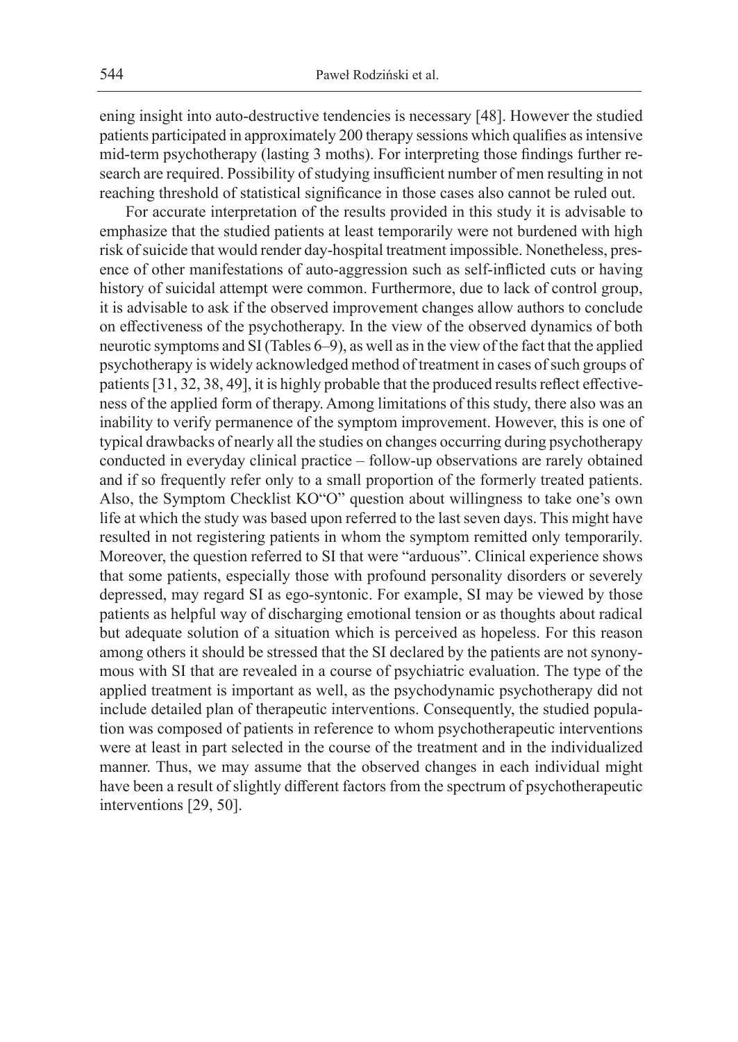ening insight into auto-destructive tendencies is necessary [48]. However the studied patients participated in approximately 200 therapy sessions which qualifies as intensive mid-term psychotherapy (lasting 3 moths). For interpreting those findings further research are required. Possibility of studying insufficient number of men resulting in not reaching threshold of statistical significance in those cases also cannot be ruled out.

For accurate interpretation of the results provided in this study it is advisable to emphasize that the studied patients at least temporarily were not burdened with high risk of suicide that would render day-hospital treatment impossible. Nonetheless, presence of other manifestations of auto-aggression such as self-inflicted cuts or having history of suicidal attempt were common. Furthermore, due to lack of control group, it is advisable to ask if the observed improvement changes allow authors to conclude on effectiveness of the psychotherapy. In the view of the observed dynamics of both neurotic symptoms and SI (Tables 6–9), as well as in the view of the fact that the applied psychotherapy is widely acknowledged method of treatment in cases of such groups of patients [31, 32, 38, 49], it is highly probable that the produced results reflect effectiveness of the applied form of therapy. Among limitations of this study, there also was an inability to verify permanence of the symptom improvement. However, this is one of typical drawbacks of nearly all the studies on changes occurring during psychotherapy conducted in everyday clinical practice – follow-up observations are rarely obtained and if so frequently refer only to a small proportion of the formerly treated patients. Also, the Symptom Checklist KO"O" question about willingness to take one's own life at which the study was based upon referred to the last seven days. This might have resulted in not registering patients in whom the symptom remitted only temporarily. Moreover, the question referred to SI that were "arduous". Clinical experience shows that some patients, especially those with profound personality disorders or severely depressed, may regard SI as ego-syntonic. For example, SI may be viewed by those patients as helpful way of discharging emotional tension or as thoughts about radical but adequate solution of a situation which is perceived as hopeless. For this reason among others it should be stressed that the SI declared by the patients are not synonymous with SI that are revealed in a course of psychiatric evaluation. The type of the applied treatment is important as well, as the psychodynamic psychotherapy did not include detailed plan of therapeutic interventions. Consequently, the studied population was composed of patients in reference to whom psychotherapeutic interventions were at least in part selected in the course of the treatment and in the individualized manner. Thus, we may assume that the observed changes in each individual might have been a result of slightly different factors from the spectrum of psychotherapeutic interventions [29, 50].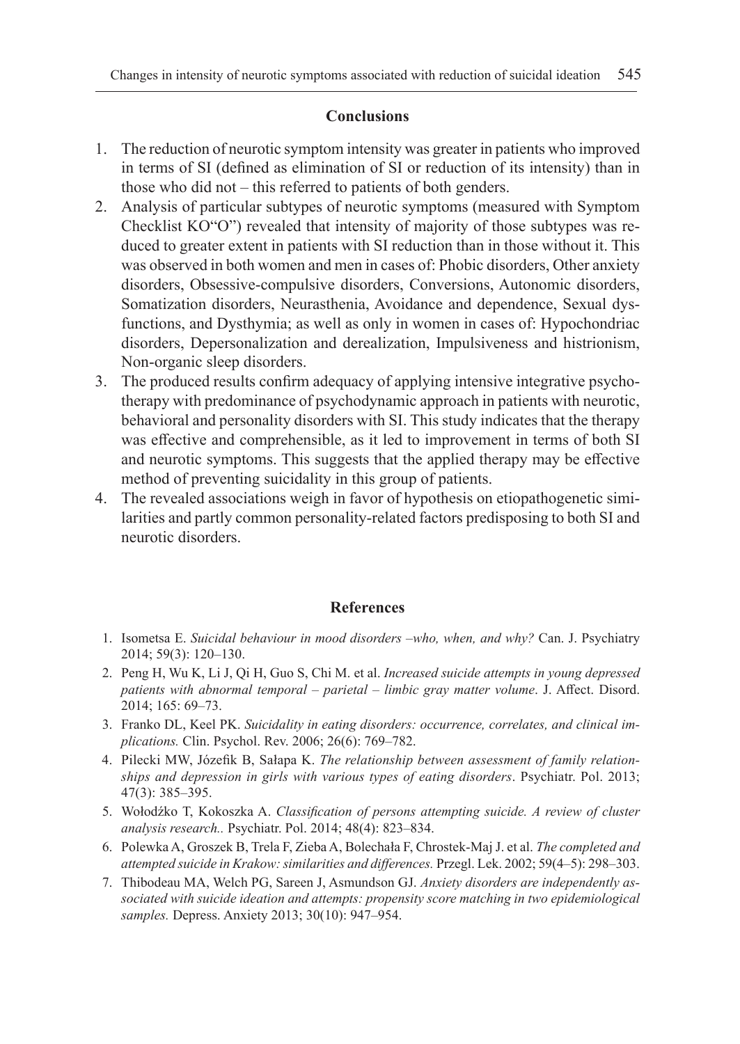## Conclusions

1. The reduction of neurotic symptom intensity was greater in patients who improved in terms of SI (defined as elimination of SI or reduction of its intensity) than in those who did not – this referred to patients of both genders.
2. Analysis of particular subtypes of neurotic symptoms (measured with Symptom Checklist KO"O") revealed that intensity of majority of those subtypes was reduced to greater extent in patients with SI reduction than in those without it. This was observed in both women and men in cases of: Phobic disorders, Other anxiety disorders, Obsessive-compulsive disorders, Conversions, Autonomic disorders, Somatization disorders, Neurasthenia, Avoidance and dependence, Sexual dysfunctions, and Dysthymia; as well as only in women in cases of: Hypochondriac disorders, Depersonalization and derealization, Impulsiveness and histrionism, Non-organic sleep disorders.
3. The produced results confirm adequacy of applying intensive integrative psychotherapy with predominance of psychodynamic approach in patients with neurotic, behavioral and personality disorders with SI. This study indicates that the therapy was effective and comprehensible, as it led to improvement in terms of both SI and neurotic symptoms. This suggests that the applied therapy may be effective method of preventing suicidality in this group of patients.
4. The revealed associations weigh in favor of hypothesis on etiopathogenetic similarities and partly common personality-related factors predisposing to both SI and neurotic disorders.

## References

1. Isometsa E. *Suicidal behaviour in mood disorders –who, when, and why?* Can. J. Psychiatry 2014; 59(3): 120–130.
2. Peng H, Wu K, Li J, Qi H, Guo S, Chi M. et al. *Increased suicide attempts in young depressed patients with abnormal temporal – parietal – limbic gray matter volume*. J. Affect. Disord. 2014; 165: 69–73.
3. Franko DL, Keel PK. *Suicidality in eating disorders: occurrence, correlates, and clinical implications.* Clin. Psychol. Rev. 2006; 26(6): 769–782.
4. Pilecki MW, Józefik B, Sałapa K. *The relationship between assessment of family relationships and depression in girls with various types of eating disorders*. Psychiatr. Pol. 2013; 47(3): 385–395.
5. Wołodźko T, Kokoszka A. *Classification of persons attempting suicide. A review of cluster analysis research..* Psychiatr. Pol. 2014; 48(4): 823–834.
6. Polewka A, Groszek B, Trela F, Zieba A, Bolechała F, Chrostek-Maj J. et al. *The completed and attempted suicide in Krakow: similarities and differences.* Przegl. Lek. 2002; 59(4–5): 298–303.
7. Thibodeau MA, Welch PG, Sareen J, Asmundson GJ. *Anxiety disorders are independently associated with suicide ideation and attempts: propensity score matching in two epidemiological samples.* Depress. Anxiety 2013; 30(10): 947–954.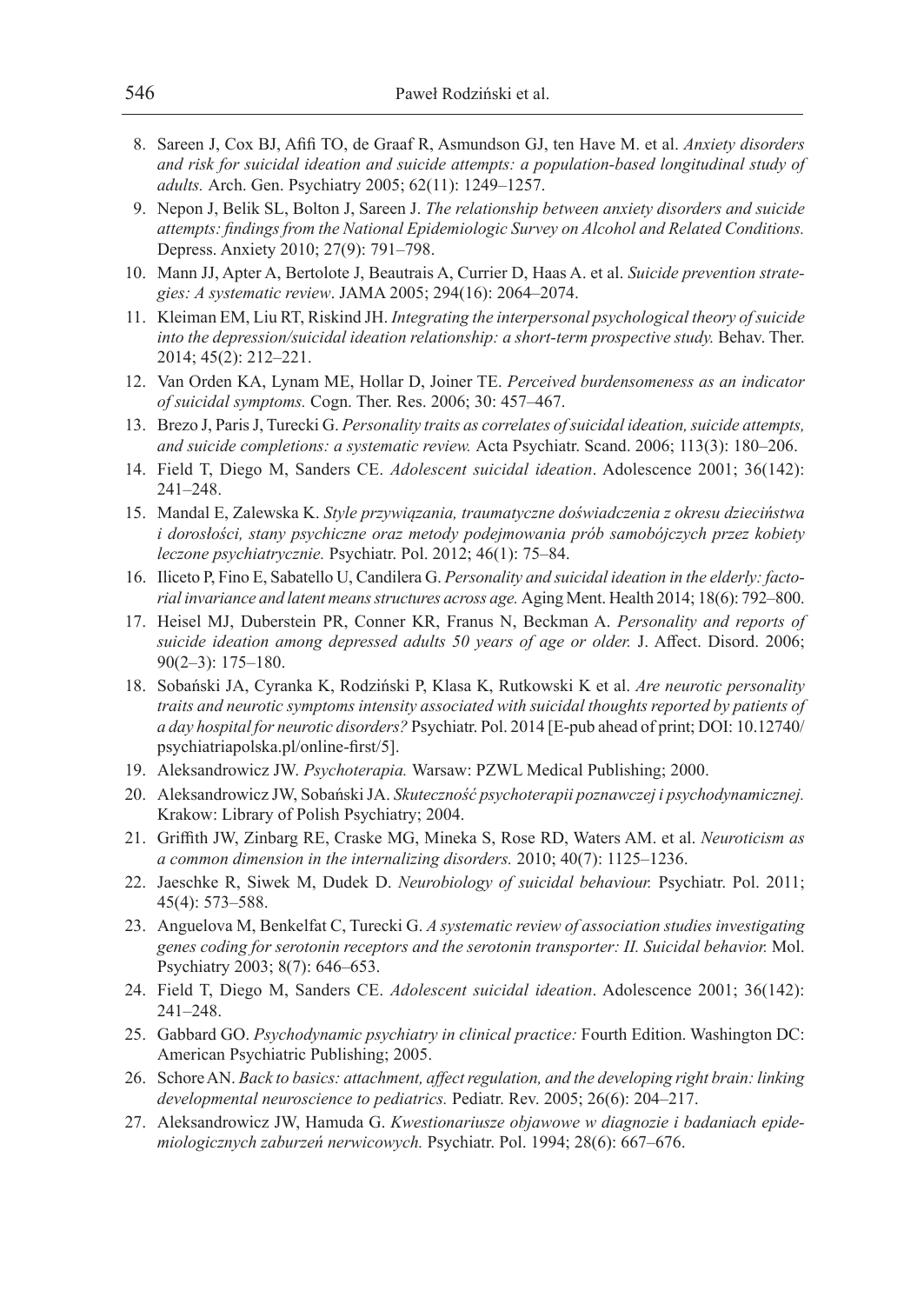8. Sareen J, Cox BJ, Afifi TO, de Graaf R, Asmundson GJ, ten Have M. et al. *Anxiety disorders and risk for suicidal ideation and suicide attempts: a population-based longitudinal study of adults.* Arch. Gen. Psychiatry 2005; 62(11): 1249–1257.
9. Nepon J, Belik SL, Bolton J, Sareen J. *The relationship between anxiety disorders and suicide attempts: findings from the National Epidemiologic Survey on Alcohol and Related Conditions.* Depress. Anxiety 2010; 27(9): 791–798.
10. Mann JJ, Apter A, Bertolote J, Beautrais A, Currier D, Haas A. et al. *Suicide prevention strategies: A systematic review*. JAMA 2005; 294(16): 2064–2074.
11. Kleiman EM, Liu RT, Riskind JH. *Integrating the interpersonal psychological theory of suicide into the depression/suicidal ideation relationship: a short-term prospective study.* Behav. Ther. 2014; 45(2): 212–221.
12. Van Orden KA, Lynam ME, Hollar D, Joiner TE. *Perceived burdensomeness as an indicator of suicidal symptoms.* Cogn. Ther. Res. 2006; 30: 457–467.
13. Brezo J, Paris J, Turecki G. *Personality traits as correlates of suicidal ideation, suicide attempts, and suicide completions: a systematic review.* Acta Psychiatr. Scand. 2006; 113(3): 180–206.
14. Field T, Diego M, Sanders CE. *Adolescent suicidal ideation*. Adolescence 2001; 36(142): 241–248.
15. Mandal E, Zalewska K. *Style przywiązania, traumatyczne doświadczenia z okresu dzieciństwa i dorosłości, stany psychiczne oraz metody podejmowania prób samobójczych przez kobiety leczone psychiatrycznie.* Psychiatr. Pol. 2012; 46(1): 75–84.
16. Iliceto P, Fino E, Sabatello U, Candilera G. *Personality and suicidal ideation in the elderly: factorial invariance and latent means structures across age.* Aging Ment. Health 2014; 18(6): 792–800.
17. Heisel MJ, Duberstein PR, Conner KR, Franus N, Beckman A. *Personality and reports of suicide ideation among depressed adults 50 years of age or older.* J. Affect. Disord. 2006; 90(2–3): 175–180.
18. Sobański JA, Cyranka K, Rodziński P, Klasa K, Rutkowski K et al. *Are neurotic personality traits and neurotic symptoms intensity associated with suicidal thoughts reported by patients of a day hospital for neurotic disorders?* Psychiatr. Pol. 2014 [E-pub ahead of print; DOI: 10.12740/psychiatriapolska.pl/online-first/5].
19. Aleksandrowicz JW. *Psychoterapia.* Warsaw: PZWL Medical Publishing; 2000.
20. Aleksandrowicz JW, Sobański JA. *Skuteczność psychoterapii poznawczej i psychodynamicznej.* Krakow: Library of Polish Psychiatry; 2004.
21. Griffith JW, Zinbarg RE, Craske MG, Mineka S, Rose RD, Waters AM. et al. *Neuroticism as a common dimension in the internalizing disorders.* 2010; 40(7): 1125–1236.
22. Jaeschke R, Siwek M, Dudek D. *Neurobiology of suicidal behaviour.* Psychiatr. Pol. 2011; 45(4): 573–588.
23. Anguelova M, Benkelfat C, Turecki G. *A systematic review of association studies investigating genes coding for serotonin receptors and the serotonin transporter: II. Suicidal behavior.* Mol. Psychiatry 2003; 8(7): 646–653.
24. Field T, Diego M, Sanders CE. *Adolescent suicidal ideation*. Adolescence 2001; 36(142): 241–248.
25. Gabbard GO. *Psychodynamic psychiatry in clinical practice:* Fourth Edition. Washington DC: American Psychiatric Publishing; 2005.
26. Schore AN. *Back to basics: attachment, affect regulation, and the developing right brain: linking developmental neuroscience to pediatrics.* Pediatr. Rev. 2005; 26(6): 204–217.
27. Aleksandrowicz JW, Hamuda G. *Kwestionariusze objawowe w diagnozie i badaniach epidemiologicznych zaburzeń nerwicowych.* Psychiatr. Pol. 1994; 28(6): 667–676.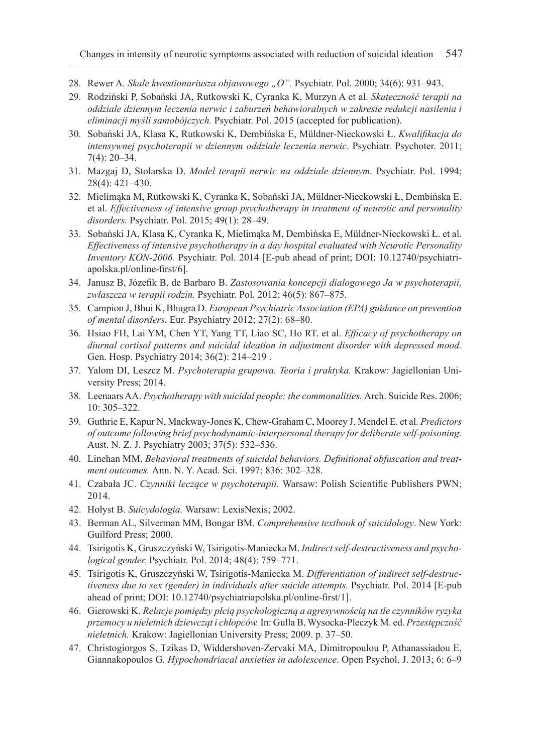28. Rewer A. *Skale kwestionariusza objawowego „O”.* Psychiatr. Pol. 2000; 34(6): 931–943.
29. Rodziński P, Sobański JA, Rutkowski K, Cyranka K, Murzyn A et al. *Skuteczność terapii na oddziale dziennym leczenia nerwic i zaburzeń behawioralnych w zakresie redukcji nasilenia i eliminacji myśli samobójczych.* Psychiatr. Pol. 2015 (accepted for publication).
30. Sobański JA, Klasa K, Rutkowski K, Dembińska E, Müldner-Nieckowski Ł. *Kwalifikacja do intensywnej psychoterapii w dziennym oddziale leczenia nerwic*. Psychiatr. Psychoter. 2011; 7(4): 20–34.
31. Mazgaj D, Stolarska D. *Model terapii nerwic na oddziale dziennym.* Psychiatr. Pol. 1994; 28(4): 421–430.
32. Mielimąka M, Rutkowski K, Cyranka K, Sobański JA, Müldner-Nieckowski Ł, Dembińska E. et al. *Effectiveness of intensive group psychotherapy in treatment of neurotic and personality disorders.* Psychiatr. Pol. 2015; 49(1): 28–49.
33. Sobański JA, Klasa K, Cyranka K, Mielimąka M, Dembińska E, Müldner-Nieckowski Ł. et al. *Effectiveness of intensive psychotherapy in a day hospital evaluated with Neurotic Personality Inventory KON-2006.* Psychiatr. Pol. 2014 [E-pub ahead of print; DOI: 10.12740/psychiatriapolska.pl/online-first/6].
34. Janusz B, Józefik B, de Barbaro B. *Zastosowania koncepcji dialogowego Ja w psychoterapii, zwłaszcza w terapii rodzin.* Psychiatr. Pol. 2012; 46(5): 867–875.
35. Campion J, Bhui K, Bhugra D. *European Psychiatric Association (EPA) guidance on prevention of mental disorders.* Eur. Psychiatry 2012; 27(2): 68–80.
36. Hsiao FH, Lai YM, Chen YT, Yang TT, Liao SC, Ho RT. et al. *Efficacy of psychotherapy on diurnal cortisol patterns and suicidal ideation in adjustment disorder with depressed mood.* Gen. Hosp. Psychiatry 2014; 36(2): 214–219 .
37. Yalom DI, Leszcz M. *Psychoterapia grupowa. Teoria i praktyka.* Krakow: Jagiellonian University Press; 2014.
38. Leenaars AA. *Psychotherapy with suicidal people: the commonalities.* Arch. Suicide Res. 2006; 10: 305–322.
39. Guthrie E, Kapur N, Mackway-Jones K, Chew-Graham C, Moorey J, Mendel E. et al. *Predictors of outcome following brief psychodynamic-interpersonal therapy for deliberate self-poisoning.* Aust. N. Z. J. Psychiatry 2003; 37(5): 532–536.
40. Linehan MM. *Behavioral treatments of suicidal behaviors. Definitional obfuscation and treatment outcomes.* Ann. N. Y. Acad. Sci. 1997; 836: 302–328.
41. Czabała JC. *Czynniki leczące w psychoterapii.* Warsaw: Polish Scientific Publishers PWN; 2014.
42. Hołyst B. *Suicydologia.* Warsaw: LexisNexis; 2002.
43. Berman AL, Silverman MM, Bongar BM. *Comprehensive textbook of suicidology*. New York: Guilford Press; 2000.
44. Tsirigotis K, Gruszczyński W, Tsirigotis-Maniecka M. *Indirect self-destructiveness and psychological gender.* Psychiatr. Pol. 2014; 48(4): 759–771.
45. Tsirigotis K, Gruszczyński W, Tsirigotis-Maniecka M. *Differentiation of indirect self-destructiveness due to sex (gender) in individuals after suicide attempts.* Psychiatr. Pol. 2014 [E-pub ahead of print; DOI: 10.12740/psychiatriapolska.pl/online-first/1].
46. Gierowski K. *Relacje pomiędzy płcią psychologiczną a agresywnością na tle czynników ryzyka przemocy u nieletnich dziewcząt i chłopców.* In: Gulla B, Wysocka-Pleczyk M. ed. *Przestępczość nieletnich.* Krakow: Jagiellonian University Press; 2009. p. 37–50.
47. Christogiorgos S, Tzikas D, Widdershoven-Zervaki MA, Dimitropoulou P, Athanassiadou E, Giannakopoulos G. *Hypochondriacal anxieties in adolescence*. Open Psychol. J. 2013; 6: 6–9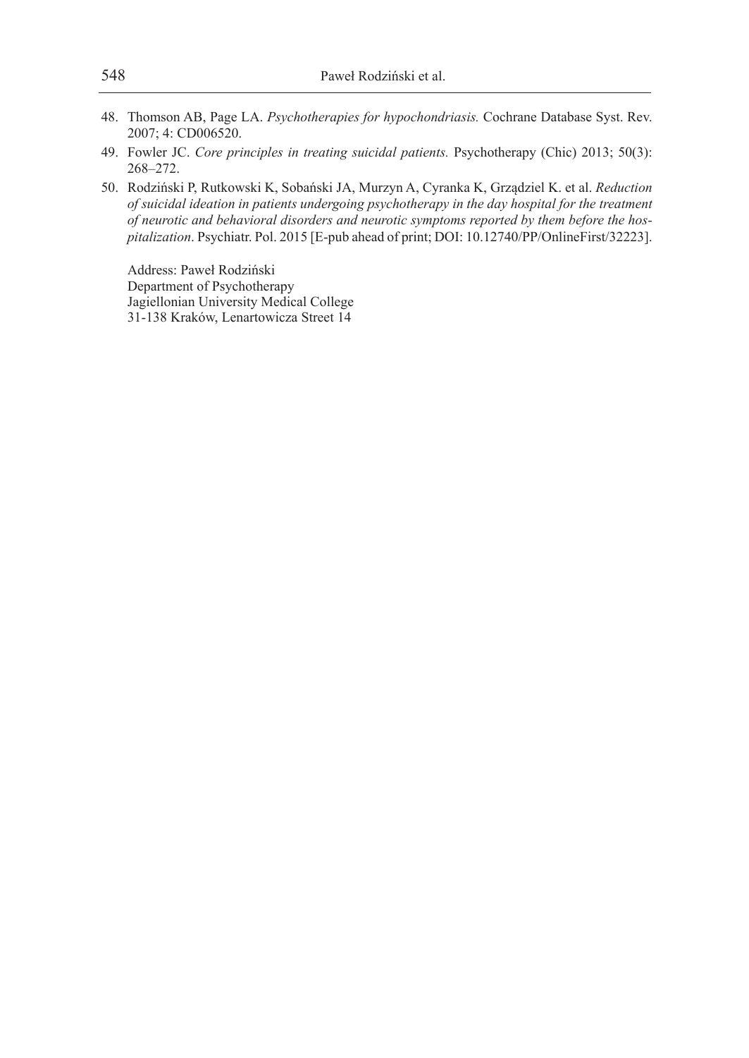48. Thomson AB, Page LA. *Psychotherapies for hypochondriasis.* Cochrane Database Syst. Rev. 2007; 4: CD006520.
49. Fowler JC. *Core principles in treating suicidal patients.* Psychotherapy (Chic) 2013; 50(3): 268–272.
50. Rodziński P, Rutkowski K, Sobański JA, Murzyn A, Cyranka K, Grządziel K. et al. *Reduction of suicidal ideation in patients undergoing psychotherapy in the day hospital for the treatment of neurotic and behavioral disorders and neurotic symptoms reported by them before the hospitalization*. Psychiatr. Pol. 2015 [E-pub ahead of print; DOI: 10.12740/PP/OnlineFirst/32223].

Address: Paweł Rodziński
Department of Psychotherapy
Jagiellonian University Medical College
31-138 Kraków, Lenartowicza Street 14